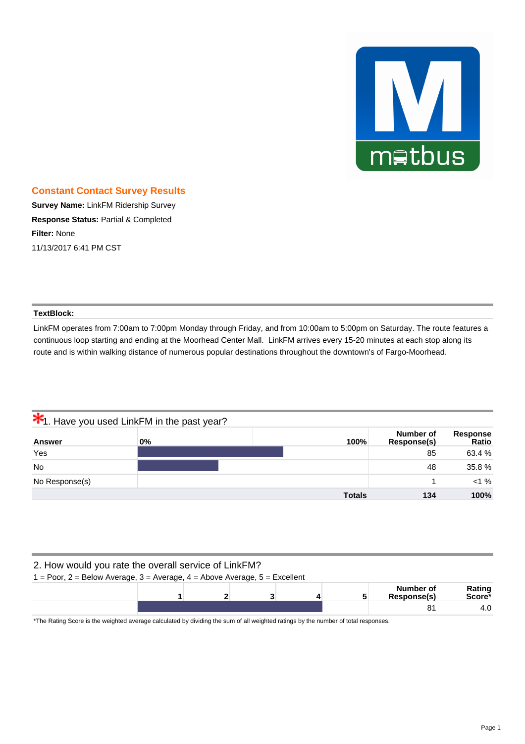## Constant Contact Survey Results

**Survey Name:** LinkFM Ridership Survey

**Response Status:** Partial & Completed

**Filter:** None

11/13/2017 6:41 PM CST

**TextBlock:**

LinkFM operates from 7:00am to 7:00pm Monday through Friday, and from 10:00am to 5:00pm on Saturday. The route features a continuous loop starting and ending at the Moorhead Center Mall. LinkFM arrives every 15-20 minutes at each stop along its route and is within walking distance of numerous popular destinations throughout the downtown's of Fargo-Moorhead.

### *1. Have you used LinkFM in the past year?

| Answer | 0% — 100% | Number of Response(s) | Response Ratio |
|---|---|---|---|
| Yes | | 85 | 63.4 % |
| No | | 48 | 35.8 % |
| No Response(s) | | 1 | <1 % |
| | **Totals** | **134** | **100%** |

### 2. How would you rate the overall service of LinkFM?

1 = Poor, 2 = Below Average, 3 = Average, 4 = Above Average, 5 = Excellent

| | 1 | 2 | 3 | 4 | 5 | Number of Response(s) | Rating Score* |
|---|---|---|---|---|---|---|---|
| | | | | | | 81 | 4.0 |

*The Rating Score is the weighted average calculated by dividing the sum of all weighted ratings by the number of total responses.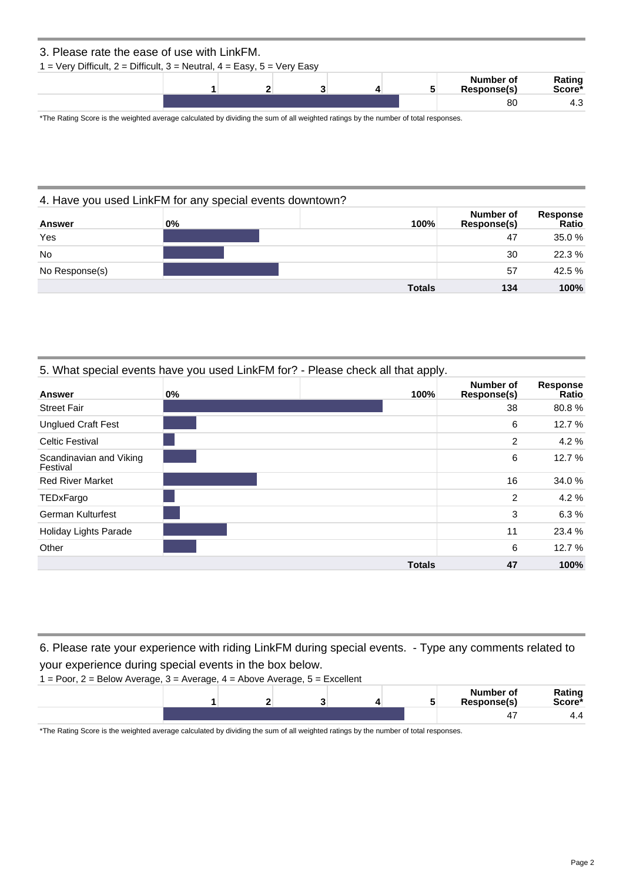### 3. Please rate the ease of use with LinkFM.

1 = Very Difficult, 2 = Difficult, 3 = Neutral, 4 = Easy, 5 = Very Easy

| | 1 | 2 | 3 | 4 | 5 | Number of Response(s) | Rating Score* |
|---|---|---|---|---|---|---|---|
| | | | | | | 80 | 4.3 |

*The Rating Score is the weighted average calculated by dividing the sum of all weighted ratings by the number of total responses.

### 4. Have you used LinkFM for any special events downtown?

| Answer | 0% | 100% | Number of Response(s) | Response Ratio |
|---|---|---|---|---|
| Yes | | | 47 | 35.0 % |
| No | | | 30 | 22.3 % |
| No Response(s) | | | 57 | 42.5 % |
| | | **Totals** | **134** | **100%** |

### 5. What special events have you used LinkFM for? - Please check all that apply.

| Answer | 0% | 100% | Number of Response(s) | Response Ratio |
|---|---|---|---|---|
| Street Fair | | | 38 | 80.8 % |
| Unglued Craft Fest | | | 6 | 12.7 % |
| Celtic Festival | | | 2 | 4.2 % |
| Scandinavian and Viking Festival | | | 6 | 12.7 % |
| Red River Market | | | 16 | 34.0 % |
| TEDxFargo | | | 2 | 4.2 % |
| German Kulturfest | | | 3 | 6.3 % |
| Holiday Lights Parade | | | 11 | 23.4 % |
| Other | | | 6 | 12.7 % |
| | | **Totals** | **47** | **100%** |

### 6. Please rate your experience with riding LinkFM during special events. - Type any comments related to your experience during special events in the box below.

1 = Poor, 2 = Below Average, 3 = Average, 4 = Above Average, 5 = Excellent

| | 1 | 2 | 3 | 4 | 5 | Number of Response(s) | Rating Score* |
|---|---|---|---|---|---|---|---|
| | | | | | | 47 | 4.4 |

*The Rating Score is the weighted average calculated by dividing the sum of all weighted ratings by the number of total responses.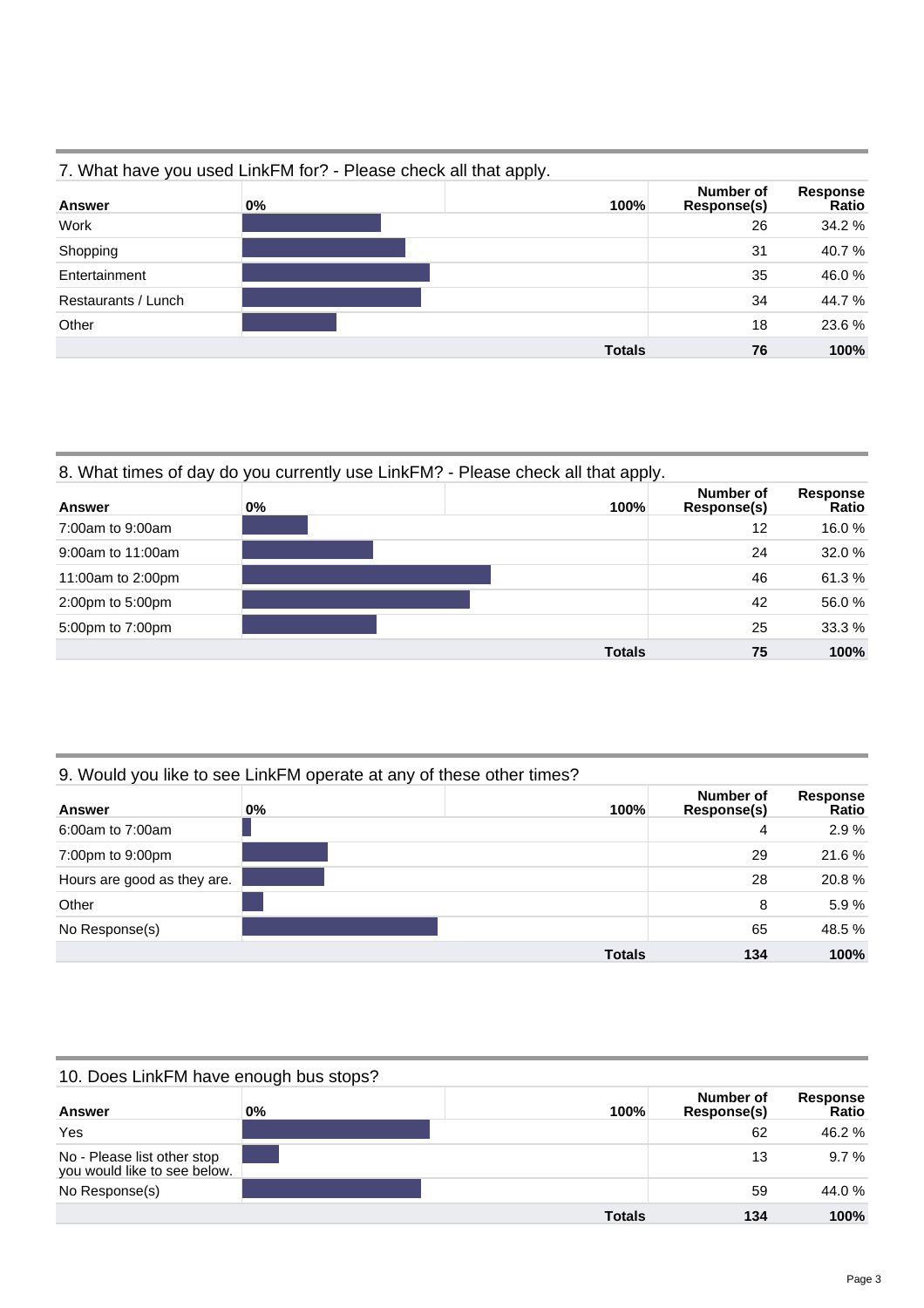## 7. What have you used LinkFM for? - Please check all that apply.

| Answer | 0% 100% | Number of Response(s) | Response Ratio |
|---|---|---|---|
| Work | | 26 | 34.2 % |
| Shopping | | 31 | 40.7 % |
| Entertainment | | 35 | 46.0 % |
| Restaurants / Lunch | | 34 | 44.7 % |
| Other | | 18 | 23.6 % |
| | **Totals** | **76** | **100%** |

## 8. What times of day do you currently use LinkFM? - Please check all that apply.

| Answer | 0% 100% | Number of Response(s) | Response Ratio |
|---|---|---|---|
| 7:00am to 9:00am | | 12 | 16.0 % |
| 9:00am to 11:00am | | 24 | 32.0 % |
| 11:00am to 2:00pm | | 46 | 61.3 % |
| 2:00pm to 5:00pm | | 42 | 56.0 % |
| 5:00pm to 7:00pm | | 25 | 33.3 % |
| | **Totals** | **75** | **100%** |

## 9. Would you like to see LinkFM operate at any of these other times?

| Answer | 0% 100% | Number of Response(s) | Response Ratio |
|---|---|---|---|
| 6:00am to 7:00am | | 4 | 2.9 % |
| 7:00pm to 9:00pm | | 29 | 21.6 % |
| Hours are good as they are. | | 28 | 20.8 % |
| Other | | 8 | 5.9 % |
| No Response(s) | | 65 | 48.5 % |
| | **Totals** | **134** | **100%** |

## 10. Does LinkFM have enough bus stops?

| Answer | 0% 100% | Number of Response(s) | Response Ratio |
|---|---|---|---|
| Yes | | 62 | 46.2 % |
| No - Please list other stop you would like to see below. | | 13 | 9.7 % |
| No Response(s) | | 59 | 44.0 % |
| | **Totals** | **134** | **100%** |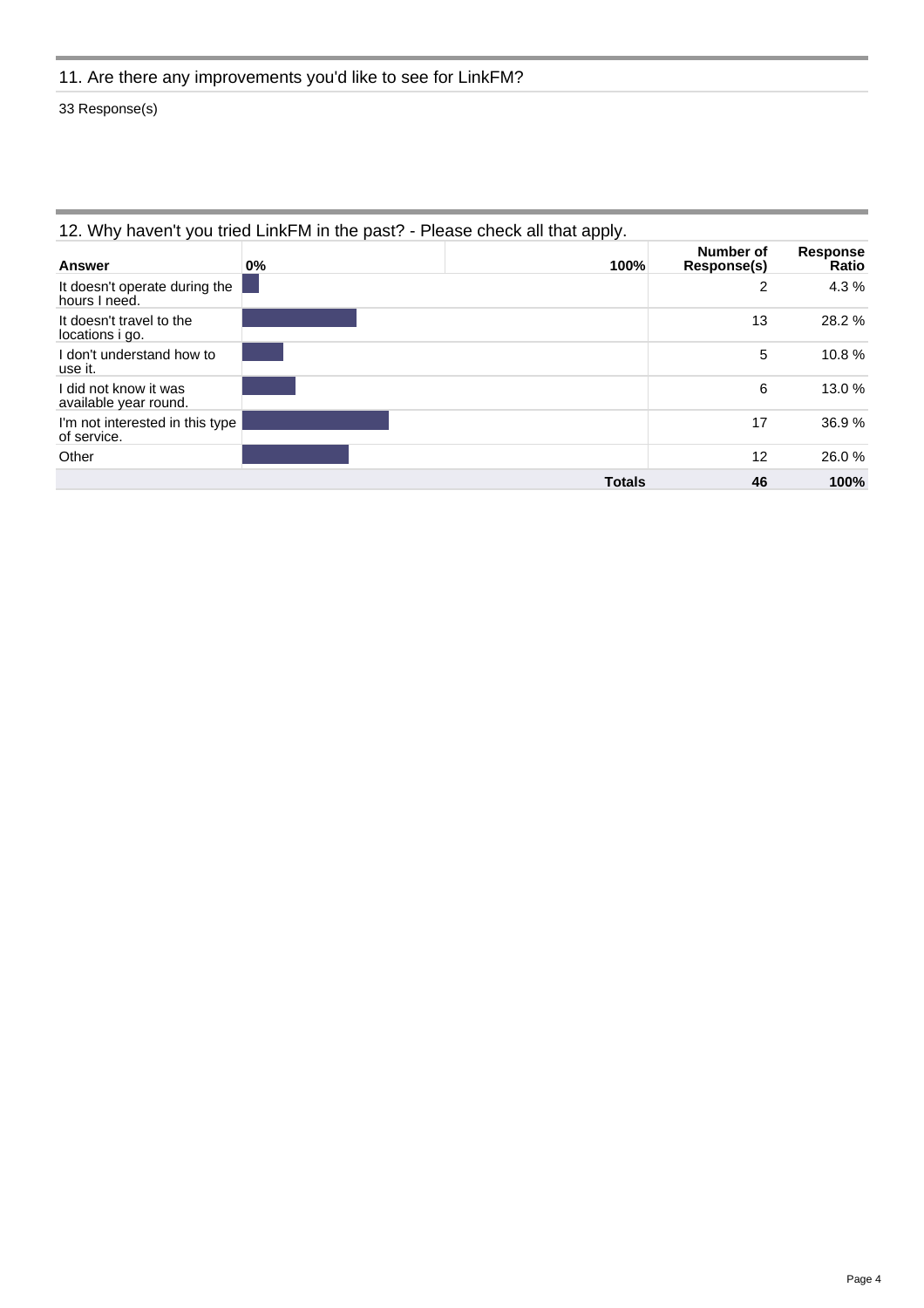## 11. Are there any improvements you'd like to see for LinkFM?

33 Response(s)

## 12. Why haven't you tried LinkFM in the past? - Please check all that apply.

| Answer | 0% 100% | Number of Response(s) | Response Ratio |
|---|---|---|---|
| It doesn't operate during the hours I need. | | 2 | 4.3 % |
| It doesn't travel to the locations i go. | | 13 | 28.2 % |
| I don't understand how to use it. | | 5 | 10.8 % |
| I did not know it was available year round. | | 6 | 13.0 % |
| I'm not interested in this type of service. | | 17 | 36.9 % |
| Other | | 12 | 26.0 % |
| | **Totals** | **46** | **100%** |